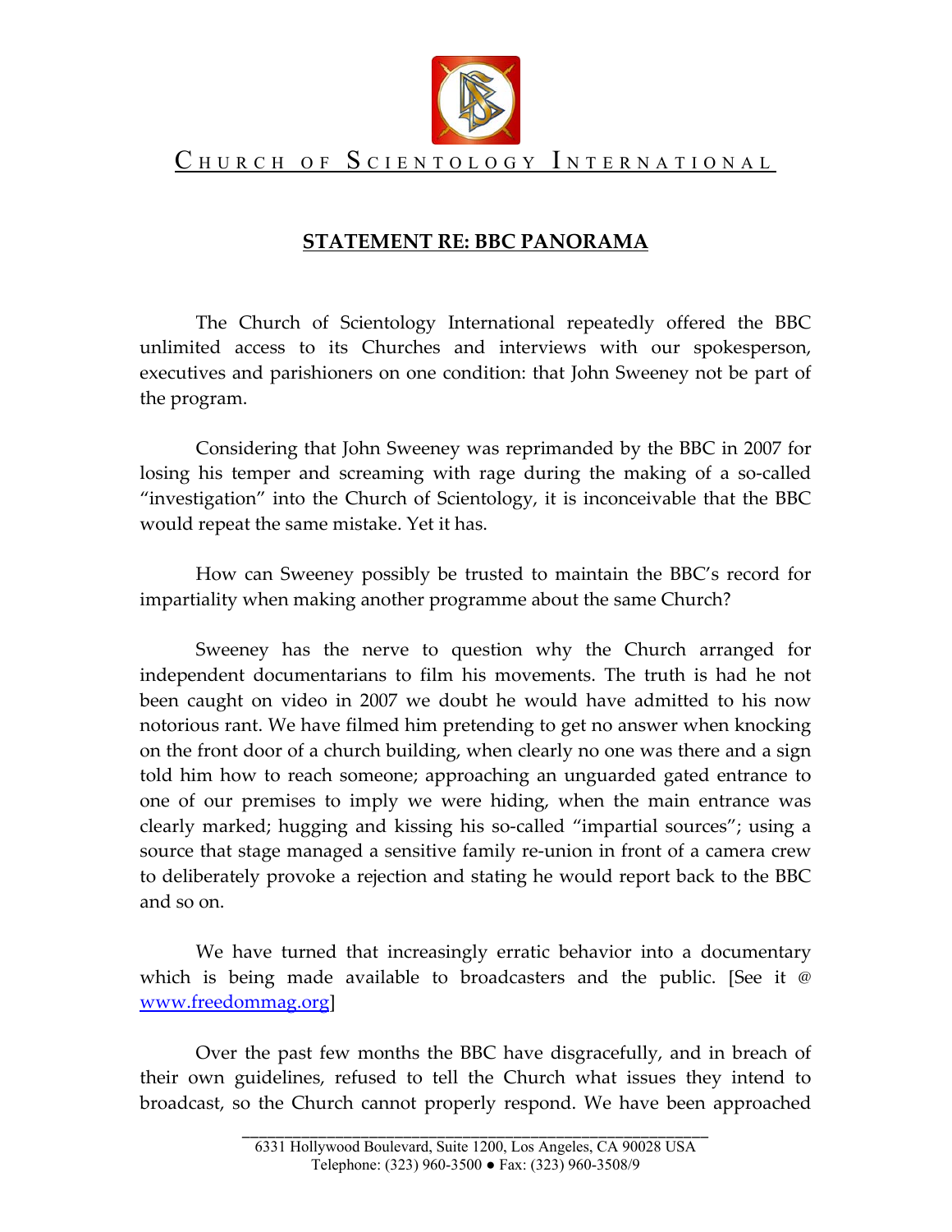CHURCH OF SCIENTOLOGY INTERNATIONAL

## STATEMENT RE: BBC PANORAMA

The Church of Scientology International repeatedly offered the BBC unlimited access to its Churches and interviews with our spokesperson, executives and parishioners on one condition: that John Sweeney not be part of the program.

Considering that John Sweeney was reprimanded by the BBC in 2007 for losing his temper and screaming with rage during the making of a so-called "investigation" into the Church of Scientology, it is inconceivable that the BBC would repeat the same mistake. Yet it has.

How can Sweeney possibly be trusted to maintain the BBC's record for impartiality when making another programme about the same Church?

Sweeney has the nerve to question why the Church arranged for independent documentarians to film his movements. The truth is had he not been caught on video in 2007 we doubt he would have admitted to his now notorious rant. We have filmed him pretending to get no answer when knocking on the front door of a church building, when clearly no one was there and a sign told him how to reach someone; approaching an unguarded gated entrance to one of our premises to imply we were hiding, when the main entrance was clearly marked; hugging and kissing his so-called "impartial sources"; using a source that stage managed a sensitive family re-union in front of a camera crew to deliberately provoke a rejection and stating he would report back to the BBC and so on.

We have turned that increasingly erratic behavior into a documentary which is being made available to broadcasters and the public. [See it @ www.freedommag.org]

Over the past few months the BBC have disgracefully, and in breach of their own guidelines, refused to tell the Church what issues they intend to broadcast, so the Church cannot properly respond. We have been approached

6331 Hollywood Boulevard, Suite 1200, Los Angeles, CA 90028 USA
Telephone: (323) 960-3500 ● Fax: (323) 960-3508/9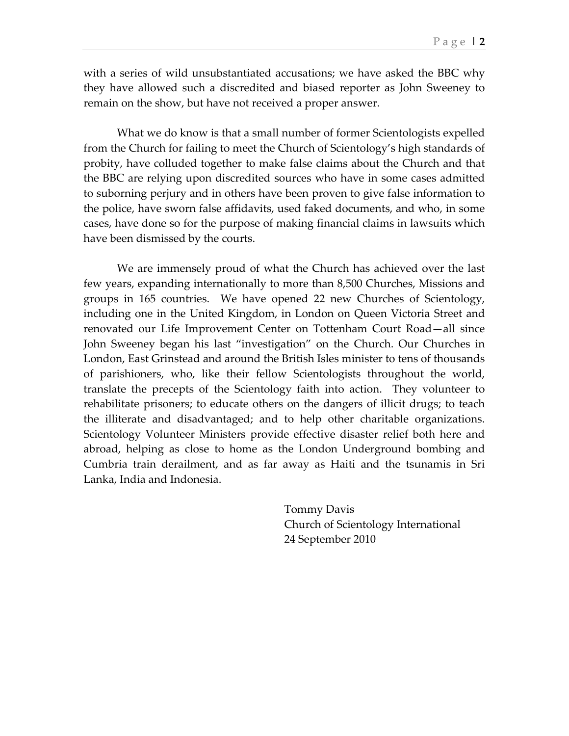with a series of wild unsubstantiated accusations; we have asked the BBC why they have allowed such a discredited and biased reporter as John Sweeney to remain on the show, but have not received a proper answer.

What we do know is that a small number of former Scientologists expelled from the Church for failing to meet the Church of Scientology's high standards of probity, have colluded together to make false claims about the Church and that the BBC are relying upon discredited sources who have in some cases admitted to suborning perjury and in others have been proven to give false information to the police, have sworn false affidavits, used faked documents, and who, in some cases, have done so for the purpose of making financial claims in lawsuits which have been dismissed by the courts.

We are immensely proud of what the Church has achieved over the last few years, expanding internationally to more than 8,500 Churches, Missions and groups in 165 countries. We have opened 22 new Churches of Scientology, including one in the United Kingdom, in London on Queen Victoria Street and renovated our Life Improvement Center on Tottenham Court Road—all since John Sweeney began his last "investigation" on the Church. Our Churches in London, East Grinstead and around the British Isles minister to tens of thousands of parishioners, who, like their fellow Scientologists throughout the world, translate the precepts of the Scientology faith into action. They volunteer to rehabilitate prisoners; to educate others on the dangers of illicit drugs; to teach the illiterate and disadvantaged; and to help other charitable organizations. Scientology Volunteer Ministers provide effective disaster relief both here and abroad, helping as close to home as the London Underground bombing and Cumbria train derailment, and as far away as Haiti and the tsunamis in Sri Lanka, India and Indonesia.

Tommy Davis
Church of Scientology International
24 September 2010